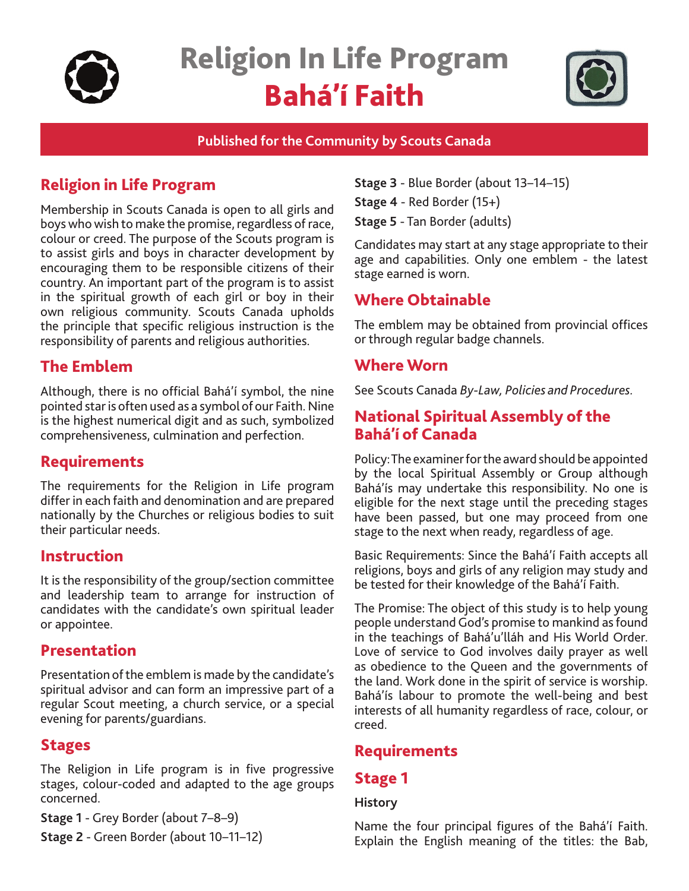# Religion In Life Program
# Bahá'í Faith

**Published for the Community by Scouts Canada**

## Religion in Life Program

Membership in Scouts Canada is open to all girls and boys who wish to make the promise, regardless of race, colour or creed. The purpose of the Scouts program is to assist girls and boys in character development by encouraging them to be responsible citizens of their country. An important part of the program is to assist in the spiritual growth of each girl or boy in their own religious community. Scouts Canada upholds the principle that specific religious instruction is the responsibility of parents and religious authorities.

## The Emblem

Although, there is no official Bahá'í symbol, the nine pointed star is often used as a symbol of our Faith. Nine is the highest numerical digit and as such, symbolized comprehensiveness, culmination and perfection.

## Requirements

The requirements for the Religion in Life program differ in each faith and denomination and are prepared nationally by the Churches or religious bodies to suit their particular needs.

## Instruction

It is the responsibility of the group/section committee and leadership team to arrange for instruction of candidates with the candidate's own spiritual leader or appointee.

## Presentation

Presentation of the emblem is made by the candidate's spiritual advisor and can form an impressive part of a regular Scout meeting, a church service, or a special evening for parents/guardians.

## Stages

The Religion in Life program is in five progressive stages, colour-coded and adapted to the age groups concerned.

**Stage 1** - Grey Border (about 7–8–9)

**Stage 2** - Green Border (about 10–11–12)

**Stage 3** - Blue Border (about 13–14–15)

**Stage 4** - Red Border (15+)

**Stage 5** - Tan Border (adults)

Candidates may start at any stage appropriate to their age and capabilities. Only one emblem - the latest stage earned is worn.

## Where Obtainable

The emblem may be obtained from provincial offices or through regular badge channels.

## Where Worn

See Scouts Canada *By-Law, Policies and Procedures*.

## National Spiritual Assembly of the Bahá'í of Canada

Policy: The examiner for the award should be appointed by the local Spiritual Assembly or Group although Bahá'ís may undertake this responsibility. No one is eligible for the next stage until the preceding stages have been passed, but one may proceed from one stage to the next when ready, regardless of age.

Basic Requirements: Since the Bahá'í Faith accepts all religions, boys and girls of any religion may study and be tested for their knowledge of the Bahá'í Faith.

The Promise: The object of this study is to help young people understand God's promise to mankind as found in the teachings of Bahá'u'lláh and His World Order. Love of service to God involves daily prayer as well as obedience to the Queen and the governments of the land. Work done in the spirit of service is worship. Bahá'ís labour to promote the well-being and best interests of all humanity regardless of race, colour, or creed.

## Requirements

## Stage 1

**History**

Name the four principal figures of the Bahá'í Faith. Explain the English meaning of the titles: the Bab,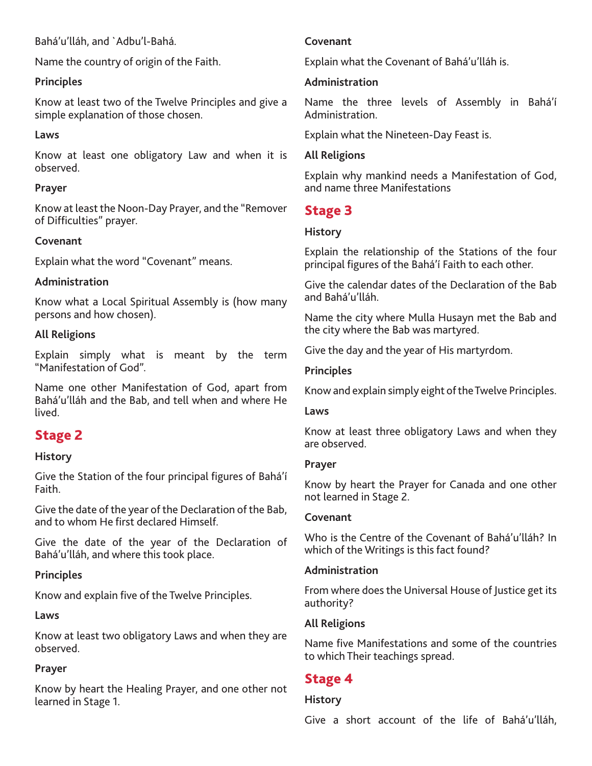Bahá'u'lláh, and `Adbu'l-Bahá.

Name the country of origin of the Faith.

**Principles**

Know at least two of the Twelve Principles and give a simple explanation of those chosen.

**Laws**

Know at least one obligatory Law and when it is observed.

**Prayer**

Know at least the Noon-Day Prayer, and the "Remover of Difficulties" prayer.

**Covenant**

Explain what the word "Covenant" means.

**Administration**

Know what a Local Spiritual Assembly is (how many persons and how chosen).

**All Religions**

Explain simply what is meant by the term "Manifestation of God".

Name one other Manifestation of God, apart from Bahá'u'lláh and the Bab, and tell when and where He lived.

## Stage 2

**History**

Give the Station of the four principal figures of Bahá'í Faith.

Give the date of the year of the Declaration of the Bab, and to whom He first declared Himself.

Give the date of the year of the Declaration of Bahá'u'lláh, and where this took place.

**Principles**

Know and explain five of the Twelve Principles.

**Laws**

Know at least two obligatory Laws and when they are observed.

**Prayer**

Know by heart the Healing Prayer, and one other not learned in Stage 1.

**Covenant**

Explain what the Covenant of Bahá'u'lláh is.

**Administration**

Name the three levels of Assembly in Bahá'í Administration.

Explain what the Nineteen-Day Feast is.

**All Religions**

Explain why mankind needs a Manifestation of God, and name three Manifestations

## Stage 3

**History**

Explain the relationship of the Stations of the four principal figures of the Bahá'í Faith to each other.

Give the calendar dates of the Declaration of the Bab and Bahá'u'lláh.

Name the city where Mulla Husayn met the Bab and the city where the Bab was martyred.

Give the day and the year of His martyrdom.

**Principles**

Know and explain simply eight of the Twelve Principles.

**Laws**

Know at least three obligatory Laws and when they are observed.

**Prayer**

Know by heart the Prayer for Canada and one other not learned in Stage 2.

**Covenant**

Who is the Centre of the Covenant of Bahá'u'lláh? In which of the Writings is this fact found?

**Administration**

From where does the Universal House of Justice get its authority?

**All Religions**

Name five Manifestations and some of the countries to which Their teachings spread.

## Stage 4

**History**

Give a short account of the life of Bahá'u'lláh,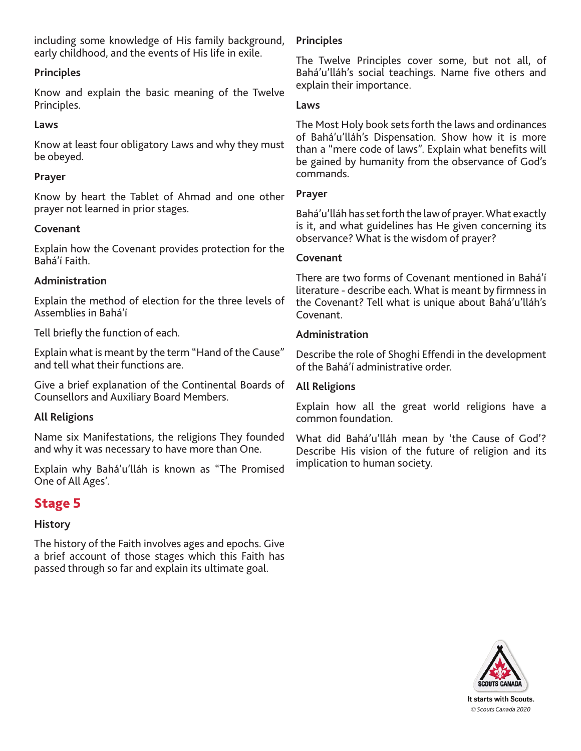including some knowledge of His family background, early childhood, and the events of His life in exile.

**Principles**

Know and explain the basic meaning of the Twelve Principles.

**Laws**

Know at least four obligatory Laws and why they must be obeyed.

**Prayer**

Know by heart the Tablet of Ahmad and one other prayer not learned in prior stages.

**Covenant**

Explain how the Covenant provides protection for the Bahá'í Faith.

**Administration**

Explain the method of election for the three levels of Assemblies in Bahá'í

Tell briefly the function of each.

Explain what is meant by the term "Hand of the Cause" and tell what their functions are.

Give a brief explanation of the Continental Boards of Counsellors and Auxiliary Board Members.

**All Religions**

Name six Manifestations, the religions They founded and why it was necessary to have more than One.

Explain why Bahá'u'lláh is known as "The Promised One of All Ages'.

## Stage 5

**History**

The history of the Faith involves ages and epochs. Give a brief account of those stages which this Faith has passed through so far and explain its ultimate goal.

**Principles**

The Twelve Principles cover some, but not all, of Bahá'u'lláh's social teachings. Name five others and explain their importance.

**Laws**

The Most Holy book sets forth the laws and ordinances of Bahá'u'lláh's Dispensation. Show how it is more than a "mere code of laws". Explain what benefits will be gained by humanity from the observance of God's commands.

**Prayer**

Bahá'u'lláh has set forth the law of prayer. What exactly is it, and what guidelines has He given concerning its observance? What is the wisdom of prayer?

**Covenant**

There are two forms of Covenant mentioned in Bahá'í literature - describe each. What is meant by firmness in the Covenant? Tell what is unique about Bahá'u'lláh's Covenant.

**Administration**

Describe the role of Shoghi Effendi in the development of the Bahá'í administrative order.

**All Religions**

Explain how all the great world religions have a common foundation.

What did Bahá'u'lláh mean by 'the Cause of God'? Describe His vision of the future of religion and its implication to human society.

SCOUTS CANADA

It starts with Scouts.

*© Scouts Canada 2020*